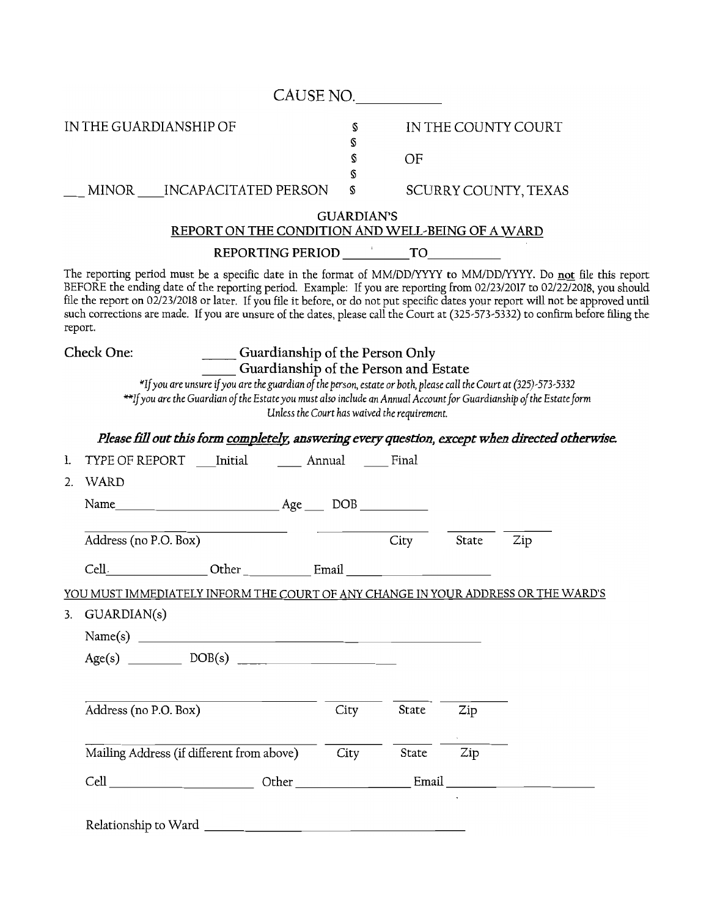CAUSE NO.\_\_\_\_\_\_\_\_\_\_\_

| IN THE GUARDIANSHIP OF | § | IN THE COUNTY COURT |
|---|---|---|
| | § | |
| | § | OF |
| | § | |
| \_\_ MINOR \_\_\_INCAPACITATED PERSON | § | SCURRY COUNTY, TEXAS |

## GUARDIAN'S
## REPORT ON THE CONDITION AND WELL-BEING OF A WARD

**REPORTING PERIOD \_\_\_\_\_\_\_\_\_\_TO\_\_\_\_\_\_\_\_\_\_**

The reporting period must be a specific date in the format of MM/DD/YYYY to MM/DD/YYYY. Do not file this report BEFORE the ending date of the reporting period. Example: If you are reporting from 02/23/2017 to 02/22/2018, you should file the report on 02/23/2018 or later. If you file it before, or do not put specific dates your report will not be approved until such corrections are made. If you are unsure of the dates, please call the Court at (325-573-5332) to confirm before filing the report.

Check One: \_\_\_\_\_ Guardianship of the Person Only
\_\_\_\_\_ Guardianship of the Person and Estate

*\*If you are unsure if you are the guardian of the person, estate or both, please call the Court at (325)-573-5332*
*\*\*If you are the Guardian of the Estate you must also include an Annual Account for Guardianship of the Estate form Unless the Court has waived the requirement.*

***Please fill out this form completely, answering every question, except when directed otherwise.***

1. TYPE OF REPORT \_\_\_Initial \_\_\_\_ Annual \_\_\_\_ Final
2. WARD

   Name\_\_\_\_\_\_\_\_\_\_\_\_\_\_\_\_\_\_\_\_\_\_\_\_\_\_\_ Age\_\_\_ DOB \_\_\_\_\_\_\_\_\_\_

   \_\_\_\_\_\_\_\_\_\_\_\_\_\_\_\_\_\_\_\_\_\_\_\_\_\_\_ \_\_\_\_\_\_\_\_\_\_\_\_ \_\_\_\_\_\_\_ \_\_\_\_\_\_
   Address (no P.O. Box) City State Zip

   Cell\_\_\_\_\_\_\_\_\_\_\_\_\_\_\_ Other \_\_\_\_\_\_\_\_\_\_ Email \_\_\_\_\_\_\_\_\_\_\_\_\_\_\_\_\_\_\_\_

YOU MUST IMMEDIATELY INFORM THE COURT OF ANY CHANGE IN YOUR ADDRESS OR THE WARD'S

3. GUARDIAN(s)

   Name(s) \_\_\_\_\_\_\_\_\_\_\_\_\_\_\_\_\_\_\_\_\_\_\_\_\_\_\_\_\_\_\_\_\_\_\_\_\_\_\_\_\_\_\_\_

   Age(s) \_\_\_\_\_\_\_\_ DOB(s) \_\_\_\_\_\_\_\_\_\_\_\_\_\_\_\_\_\_\_\_\_\_\_\_

   \_\_\_\_\_\_\_\_\_\_\_\_\_\_\_\_\_\_\_\_\_\_\_\_\_\_\_\_\_\_ \_\_\_\_\_\_\_ \_\_\_\_\_\_ \_\_\_\_\_\_\_\_
   Address (no P.O. Box) City State Zip

   \_\_\_\_\_\_\_\_\_\_\_\_\_\_\_\_\_\_\_\_\_\_\_\_\_\_\_\_\_\_ \_\_\_\_\_\_\_ \_\_\_\_\_\_ \_\_\_\_\_\_\_\_
   Mailing Address (if different from above) City State Zip

   Cell \_\_\_\_\_\_\_\_\_\_\_\_\_\_\_\_\_\_\_\_\_\_ Other \_\_\_\_\_\_\_\_\_\_\_\_\_\_\_\_\_\_ Email \_\_\_\_\_\_\_\_\_\_\_\_\_\_\_\_\_\_\_\_\_\_

   Relationship to Ward \_\_\_\_\_\_\_\_\_\_\_\_\_\_\_\_\_\_\_\_\_\_\_\_\_\_\_\_\_\_\_\_\_\_\_\_\_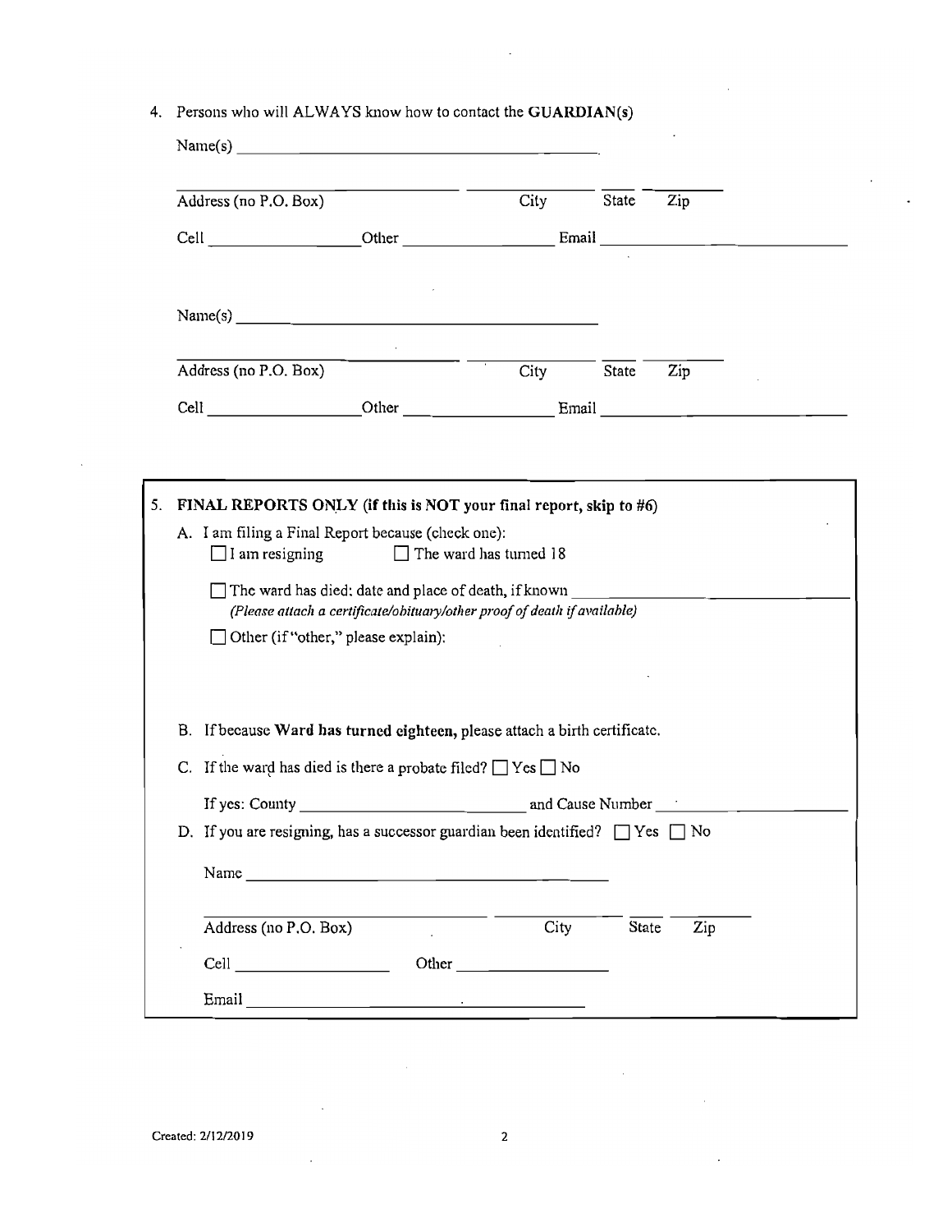4. Persons who will ALWAYS know how to contact the **GUARDIAN(s)**

   Name(s) ______________________________________

   ______________________________ ______________ _____ ________
   Address (no P.O. Box) City State Zip

   Cell ________________ Other ________________ Email ____________________________

   Name(s) ______________________________________

   ______________________________ ______________ _____ ________
   Address (no P.O. Box) City State Zip

   Cell ________________ Other ________________ Email ____________________________

5. **FINAL REPORTS ONLY (if this is NOT your final report, skip to #6)**

   A. I am filing a Final Report because (check one):

      ☐ I am resigning ☐ The ward has turned 18

      ☐ The ward has died: date and place of death, if known ______________________________

      *(Please attach a certificate/obituary/other proof of death if available)*

      ☐ Other (if "other," please explain):

   B. If because **Ward has turned eighteen**, please attach a birth certificate.

   C. If the ward has died is there a probate filed? ☐ Yes ☐ No

      If yes: County __________________________ and Cause Number ____________________

   D. If you are resigning, has a successor guardian been identified? ☐ Yes ☐ No

      Name ______________________________________

      ______________________________ ______________ _____ ________
      Address (no P.O. Box) City State Zip

      Cell ________________ Other ________________

      Email ______________________________________

Created: 2/12/2019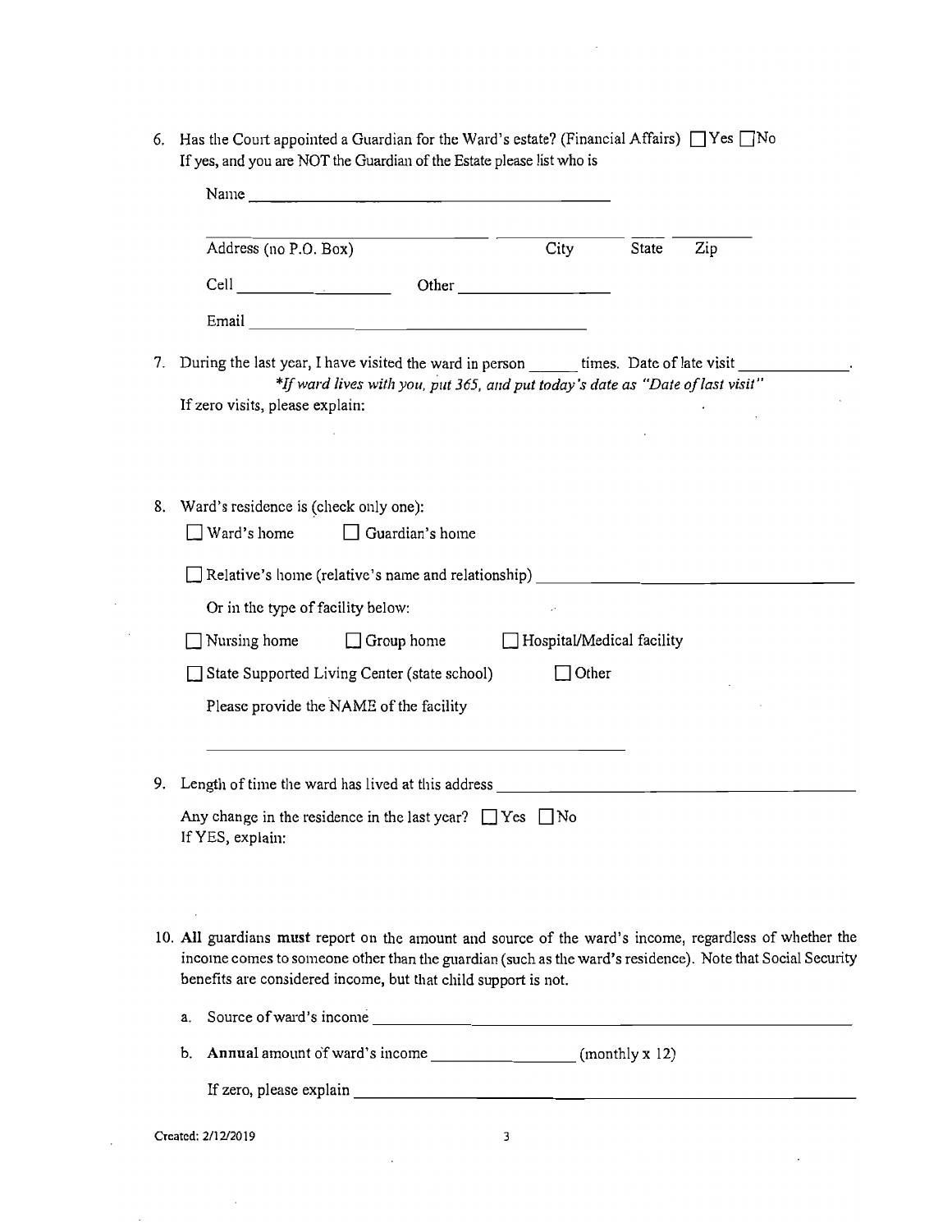6. Has the Court appointed a Guardian for the Ward's estate? (Financial Affairs) ☐ Yes ☐ No
   If yes, and you are NOT the Guardian of the Estate please list who is

   Name ______________________________

   ______________________________ ______________ ______ __________
   Address (no P.O. Box) City State Zip

   Cell ______________ Other ______________

   Email ______________________________

7. During the last year, I have visited the ward in person ______ times. Date of late visit ______________.
   *\*If ward lives with you, put 365, and put today's date as "Date of last visit"*
   If zero visits, please explain:

8. Ward's residence is (check only one):

   ☐ Ward's home ☐ Guardian's home

   ☐ Relative's home (relative's name and relationship) ______________________________

   Or in the type of facility below:

   ☐ Nursing home ☐ Group home ☐ Hospital/Medical facility

   ☐ State Supported Living Center (state school) ☐ Other

   Please provide the NAME of the facility

   ______________________________

9. Length of time the ward has lived at this address ______________________________

   Any change in the residence in the last year? ☐ Yes ☐ No
   If YES, explain:

10. **All** guardians **must** report on the amount and source of the ward's income, regardless of whether the income comes to someone other than the guardian (such as the ward's residence). Note that Social Security benefits are considered income, but that child support is not.

    a. Source of ward's income ______________________________

    b. **Annual** amount of ward's income ______________ (monthly x 12)

       If zero, please explain ______________________________

Created: 2/12/2019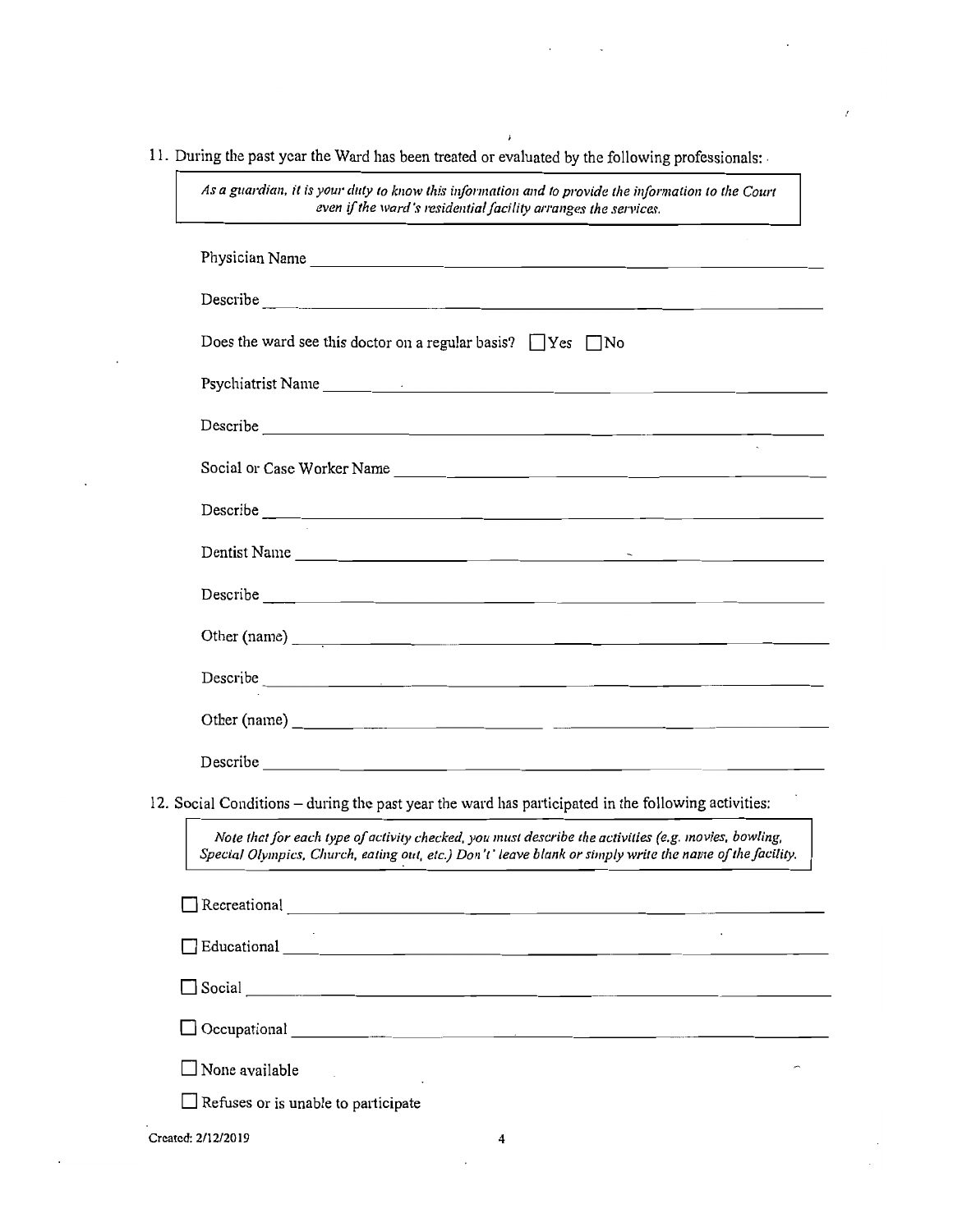11. During the past year the Ward has been treated or evaluated by the following professionals:

> *As a guardian, it is your duty to know this information and to provide the information to the Court even if the ward's residential facility arranges the services.*

Physician Name ______________________________________________

Describe ______________________________________________

Does the ward see this doctor on a regular basis? ☐ Yes ☐ No

Psychiatrist Name ______________________________________________

Describe ______________________________________________

Social or Case Worker Name ______________________________________________

Describe ______________________________________________

Dentist Name ______________________________________________

Describe ______________________________________________

Other (name) ______________________________________________

Describe ______________________________________________

Other (name) ______________________________________________

Describe ______________________________________________

12. Social Conditions – during the past year the ward has participated in the following activities:

> *Note that for each type of activity checked, you must describe the activities (e.g. movies, bowling, Special Olympics, Church, eating out, etc.) Don't' leave blank or simply write the name of the facility.*

☐ Recreational ______________________________________________

☐ Educational ______________________________________________

☐ Social ______________________________________________

☐ Occupational ______________________________________________

☐ None available

☐ Refuses or is unable to participate

Created: 2/12/2019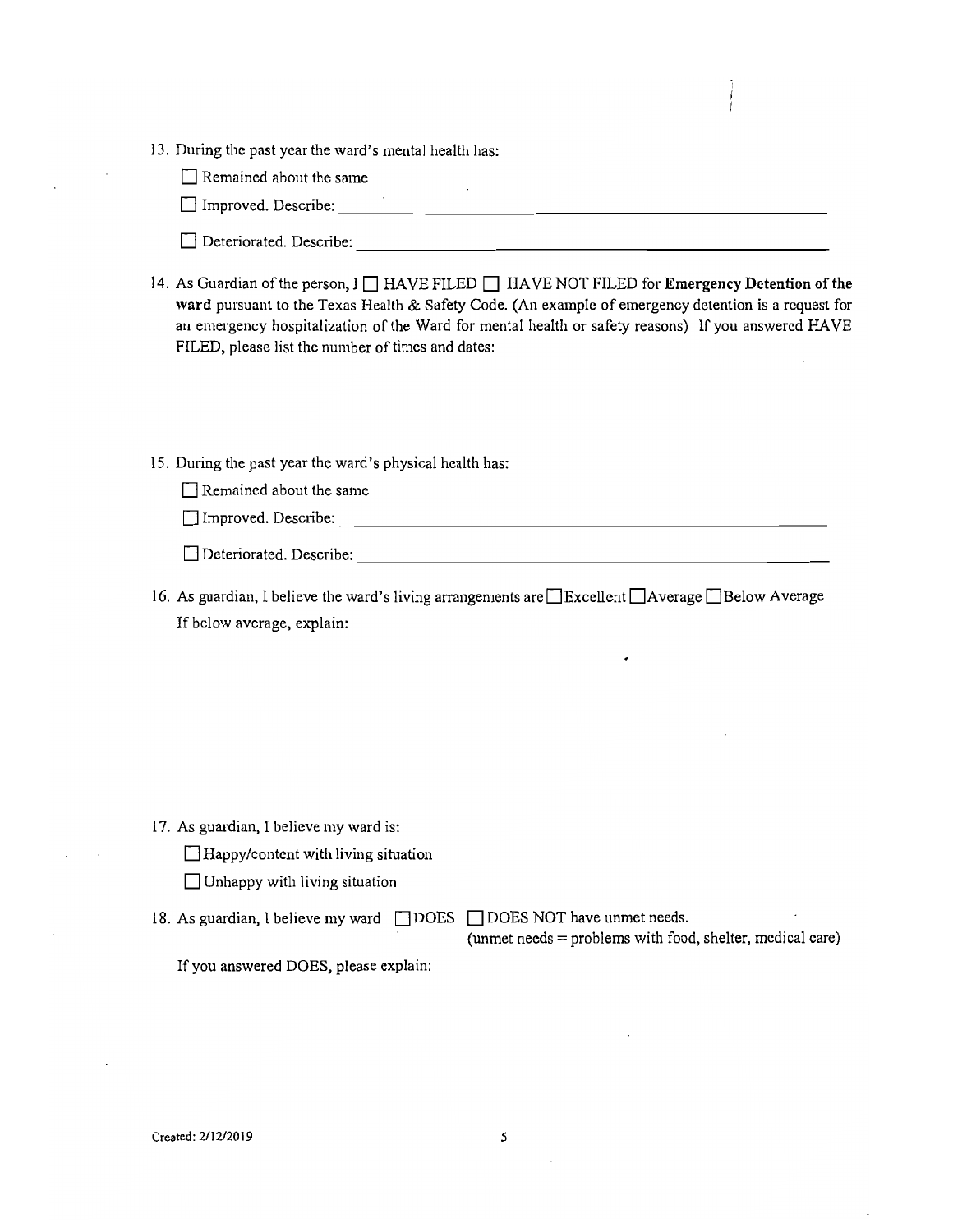13. During the past year the ward's mental health has:

    ☐ Remained about the same

    ☐ Improved. Describe: ____________________

    ☐ Deteriorated. Describe: ____________________

14. As Guardian of the person, I ☐ HAVE FILED ☐ HAVE NOT FILED for **Emergency Detention of the ward** pursuant to the Texas Health & Safety Code. (An example of emergency detention is a request for an emergency hospitalization of the Ward for mental health or safety reasons) If you answered HAVE FILED, please list the number of times and dates:

15. During the past year the ward's physical health has:

    ☐ Remained about the same

    ☐ Improved. Describe: ____________________

    ☐ Deteriorated. Describe: ____________________

16. As guardian, I believe the ward's living arrangements are ☐ Excellent ☐ Average ☐ Below Average
    If below average, explain:

17. As guardian, I believe my ward is:

    ☐ Happy/content with living situation

    ☐ Unhappy with living situation

18. As guardian, I believe my ward ☐ DOES ☐ DOES NOT have unmet needs.
    (unmet needs = problems with food, shelter, medical care)

    If you answered DOES, please explain:

Created: 2/12/2019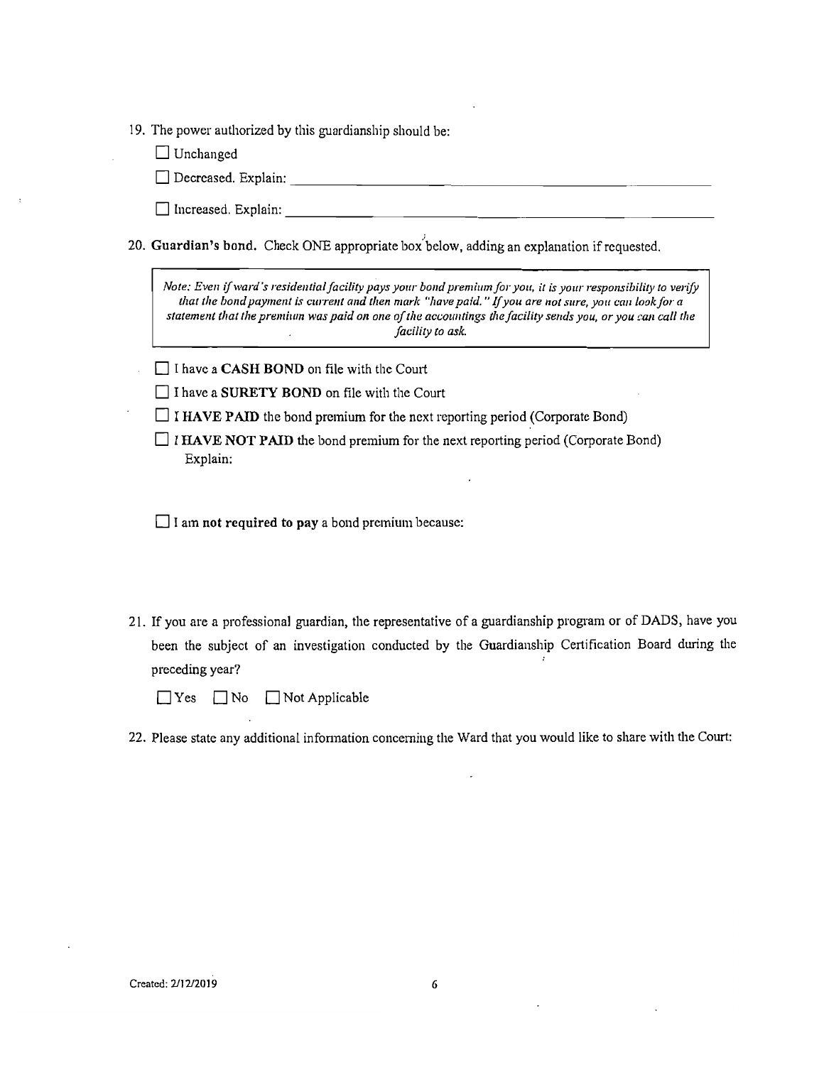19. The power authorized by this guardianship should be:

   ☐ Unchanged

   ☐ Decreased. Explain: ____________________________________________

   ☐ Increased. Explain: ____________________________________________

20. **Guardian's bond.** Check ONE appropriate box below, adding an explanation if requested.

   > *Note: Even if ward's residential facility pays your bond premium for you, it is your responsibility to verify that the bond payment is current and then mark "have paid." If you are not sure, you can look for a statement that the premium was paid on one of the accountings the facility sends you, or you can call the facility to ask.*

   ☐ I have a **CASH BOND** on file with the Court

   ☐ I have a **SURETY BOND** on file with the Court

   ☐ **I HAVE PAID** the bond premium for the next reporting period (Corporate Bond)

   ☐ *I* **HAVE NOT PAID** the bond premium for the next reporting period (Corporate Bond)
   Explain:

   ☐ I am **not required to pay** a bond premium because:

21. If you are a professional guardian, the representative of a guardianship program or of DADS, have you been the subject of an investigation conducted by the Guardianship Certification Board during the preceding year?

   ☐ Yes ☐ No ☐ Not Applicable

22. Please state any additional information concerning the Ward that you would like to share with the Court:

Created: 2/12/2019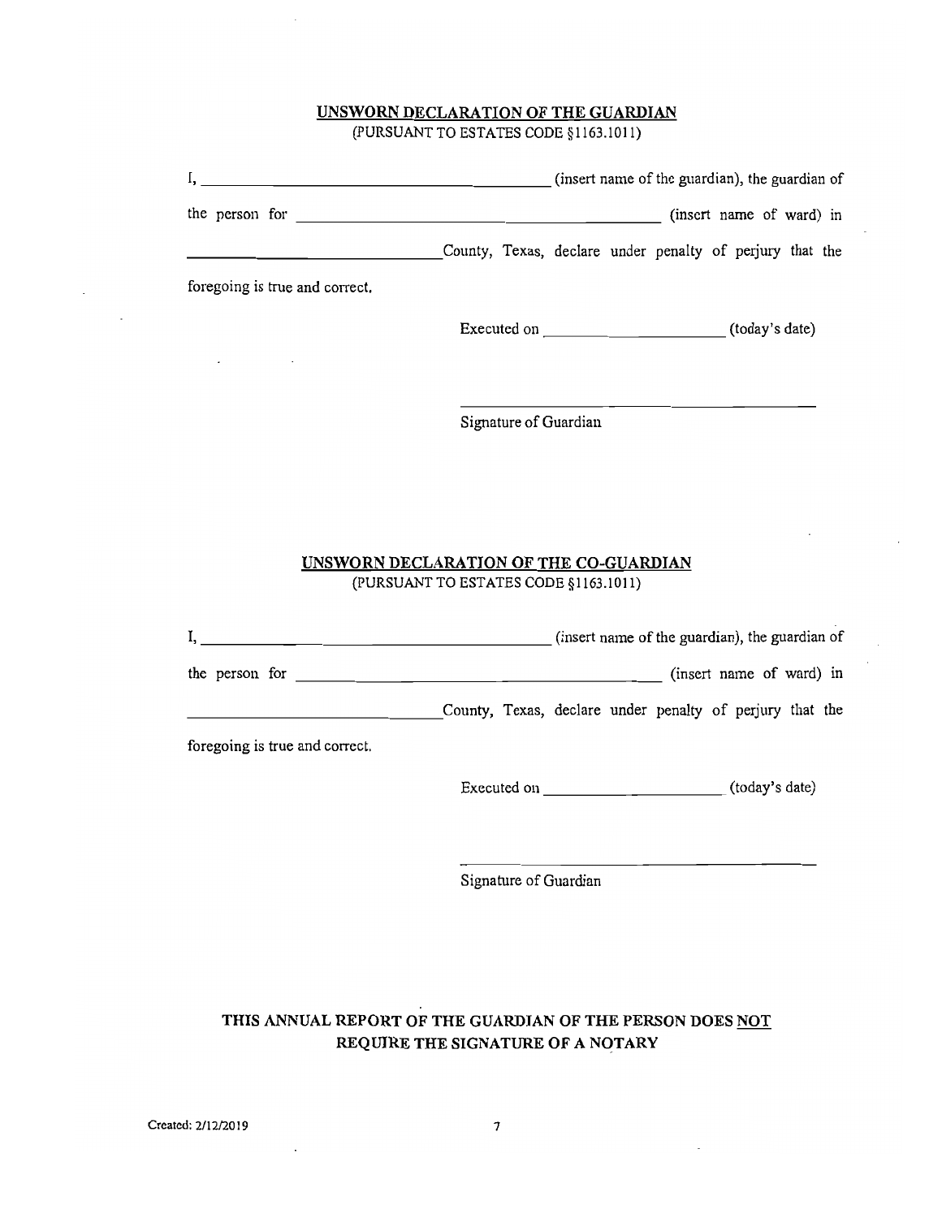## UNSWORN DECLARATION OF THE GUARDIAN

(PURSUANT TO ESTATES CODE §1163.1011)

I, ______________________________________________ (insert name of the guardian), the guardian of the person for ______________________________________________ (insert name of ward) in ______________________________ County, Texas, declare under penalty of perjury that the foregoing is true and correct.

Executed on ________________________ (today's date)

______________________________________________

Signature of Guardian

## UNSWORN DECLARATION OF THE CO-GUARDIAN

(PURSUANT TO ESTATES CODE §1163.1011)

I, ______________________________________________ (insert name of the guardian), the guardian of the person for ______________________________________________ (insert name of ward) in ______________________________ County, Texas, declare under penalty of perjury that the foregoing is true and correct.

Executed on ________________________ (today's date)

______________________________________________

Signature of Guardian

**THIS ANNUAL REPORT OF THE GUARDIAN OF THE PERSON DOES NOT REQUIRE THE SIGNATURE OF A NOTARY**

Created: 2/12/2019